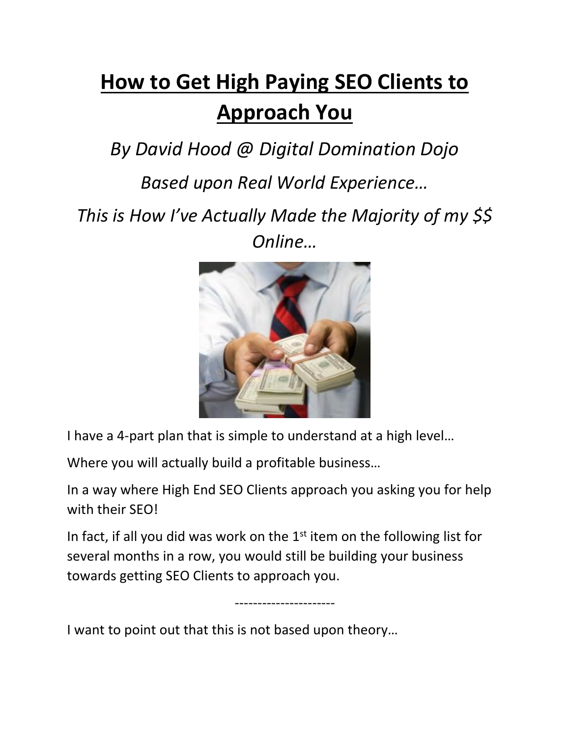# How to Get High Paying SEO Clients to Approach You

*By David Hood @ Digital Domination Dojo*

*Based upon Real World Experience…*

*This is How I've Actually Made the Majority of my $$ Online…*

I have a 4-part plan that is simple to understand at a high level…

Where you will actually build a profitable business…

In a way where High End SEO Clients approach you asking you for help with their SEO!

In fact, if all you did was work on the 1st item on the following list for several months in a row, you would still be building your business towards getting SEO Clients to approach you.

----------------------

I want to point out that this is not based upon theory…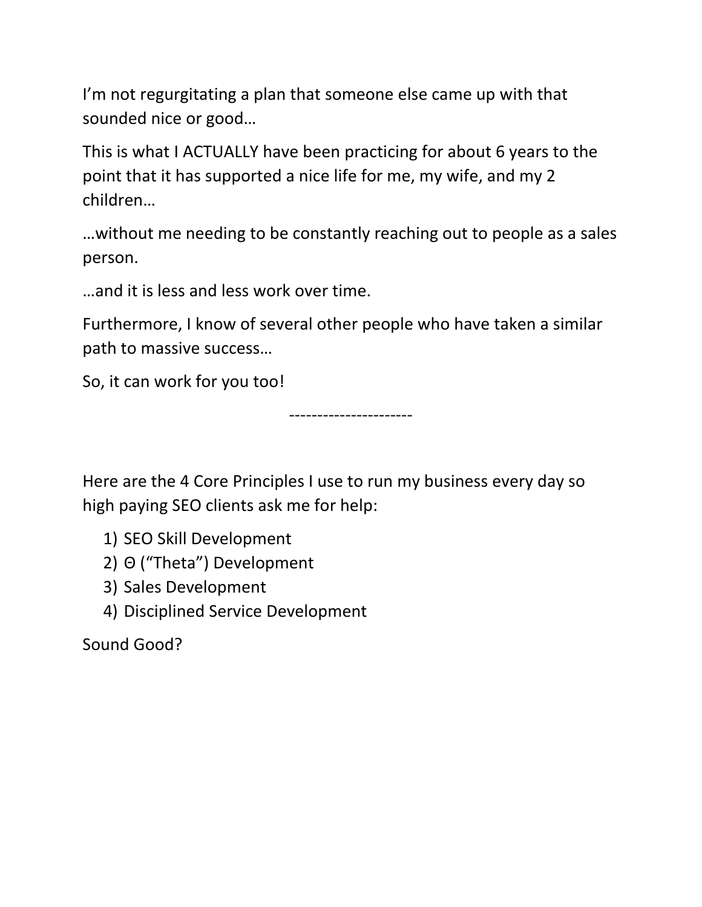I'm not regurgitating a plan that someone else came up with that sounded nice or good…

This is what I ACTUALLY have been practicing for about 6 years to the point that it has supported a nice life for me, my wife, and my 2 children…

…without me needing to be constantly reaching out to people as a sales person.

…and it is less and less work over time.

Furthermore, I know of several other people who have taken a similar path to massive success…

So, it can work for you too!

---

Here are the 4 Core Principles I use to run my business every day so high paying SEO clients ask me for help:

1) SEO Skill Development
2) Θ ("Theta") Development
3) Sales Development
4) Disciplined Service Development

Sound Good?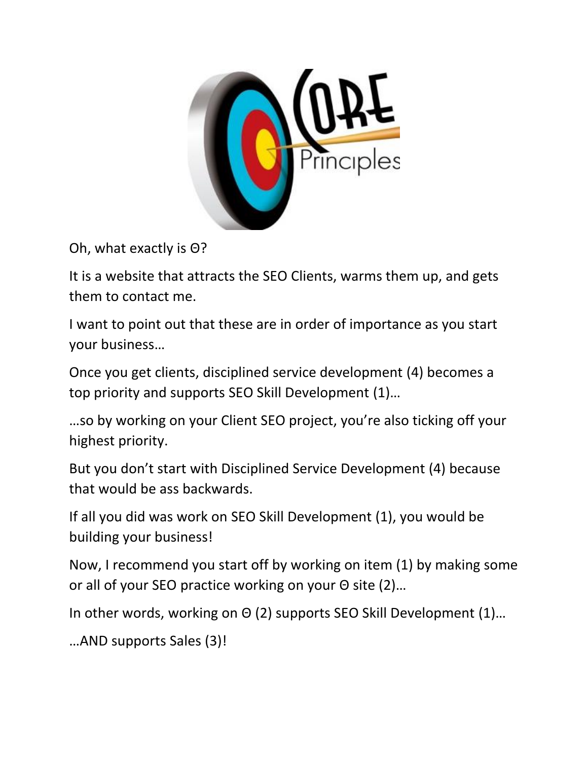Oh, what exactly is Θ?

It is a website that attracts the SEO Clients, warms them up, and gets them to contact me.

I want to point out that these are in order of importance as you start your business…

Once you get clients, disciplined service development (4) becomes a top priority and supports SEO Skill Development (1)…

…so by working on your Client SEO project, you're also ticking off your highest priority.

But you don't start with Disciplined Service Development (4) because that would be ass backwards.

If all you did was work on SEO Skill Development (1), you would be building your business!

Now, I recommend you start off by working on item (1) by making some or all of your SEO practice working on your Θ site (2)…

In other words, working on Θ (2) supports SEO Skill Development (1)…

…AND supports Sales (3)!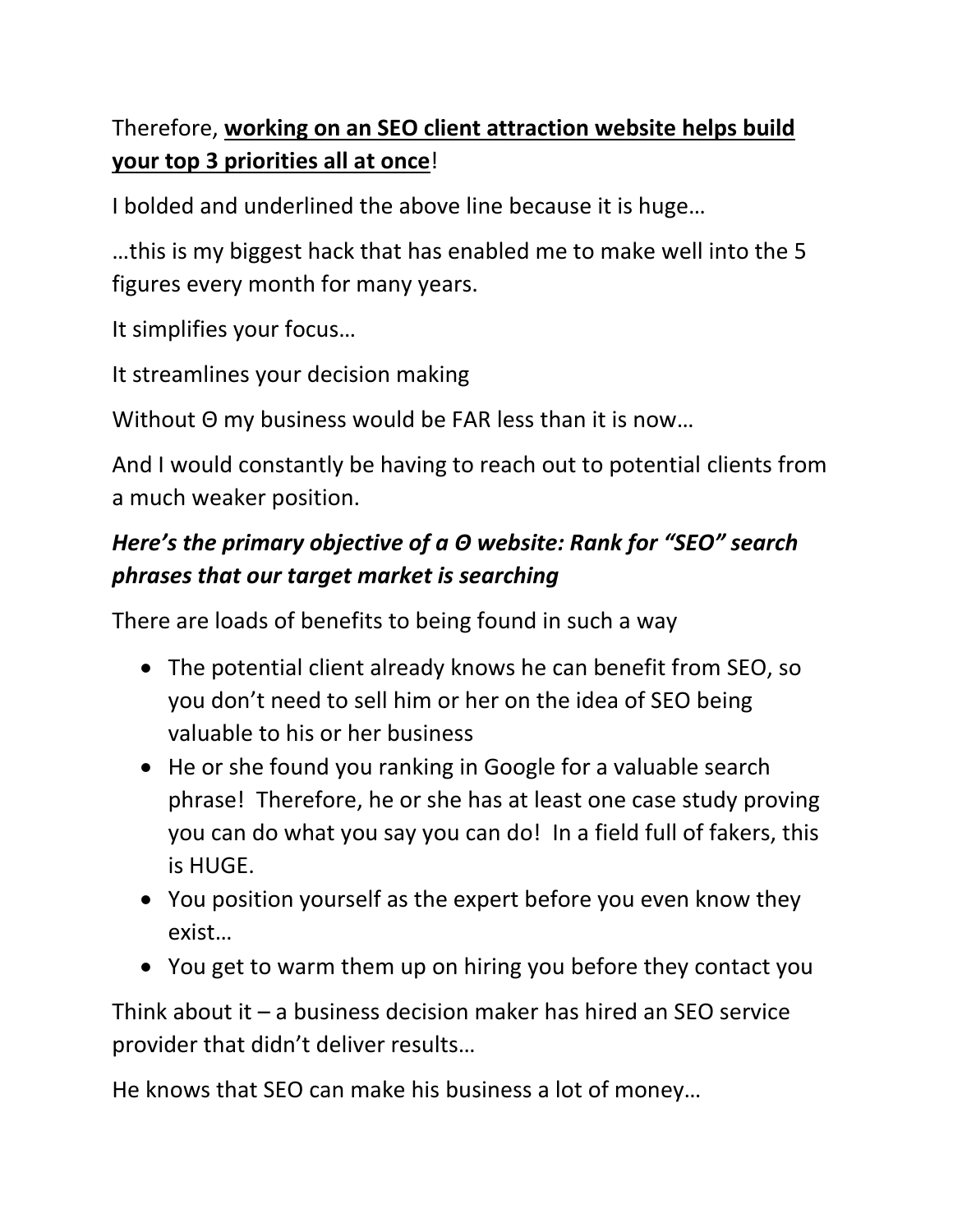Therefore, **<u>working on an SEO client attraction website helps build your top 3 priorities all at once</u>**!

I bolded and underlined the above line because it is huge…

…this is my biggest hack that has enabled me to make well into the 5 figures every month for many years.

It simplifies your focus…

It streamlines your decision making

Without Θ my business would be FAR less than it is now…

And I would constantly be having to reach out to potential clients from a much weaker position.

***Here's the primary objective of a Θ website: Rank for "SEO" search phrases that our target market is searching***

There are loads of benefits to being found in such a way

- The potential client already knows he can benefit from SEO, so you don't need to sell him or her on the idea of SEO being valuable to his or her business
- He or she found you ranking in Google for a valuable search phrase! Therefore, he or she has at least one case study proving you can do what you say you can do! In a field full of fakers, this is HUGE.
- You position yourself as the expert before you even know they exist…
- You get to warm them up on hiring you before they contact you

Think about it – a business decision maker has hired an SEO service provider that didn't deliver results…

He knows that SEO can make his business a lot of money…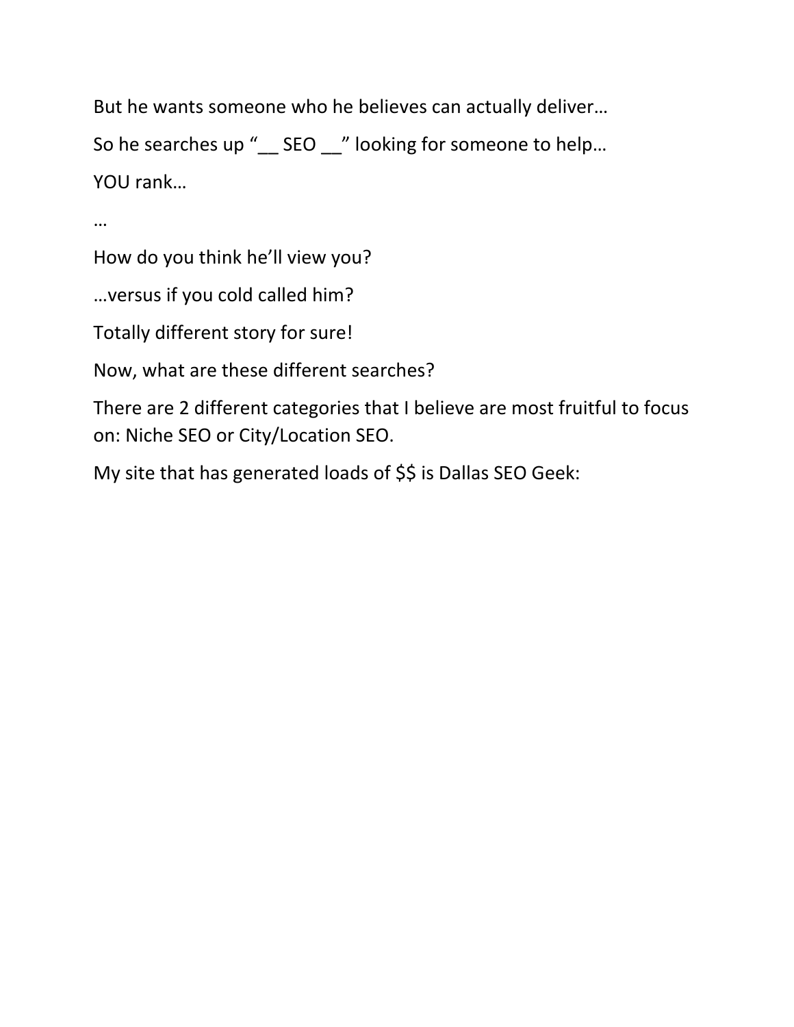But he wants someone who he believes can actually deliver…

So he searches up "__ SEO __" looking for someone to help…

YOU rank…

…

How do you think he'll view you?

…versus if you cold called him?

Totally different story for sure!

Now, what are these different searches?

There are 2 different categories that I believe are most fruitful to focus on: Niche SEO or City/Location SEO.

My site that has generated loads of $$ is Dallas SEO Geek: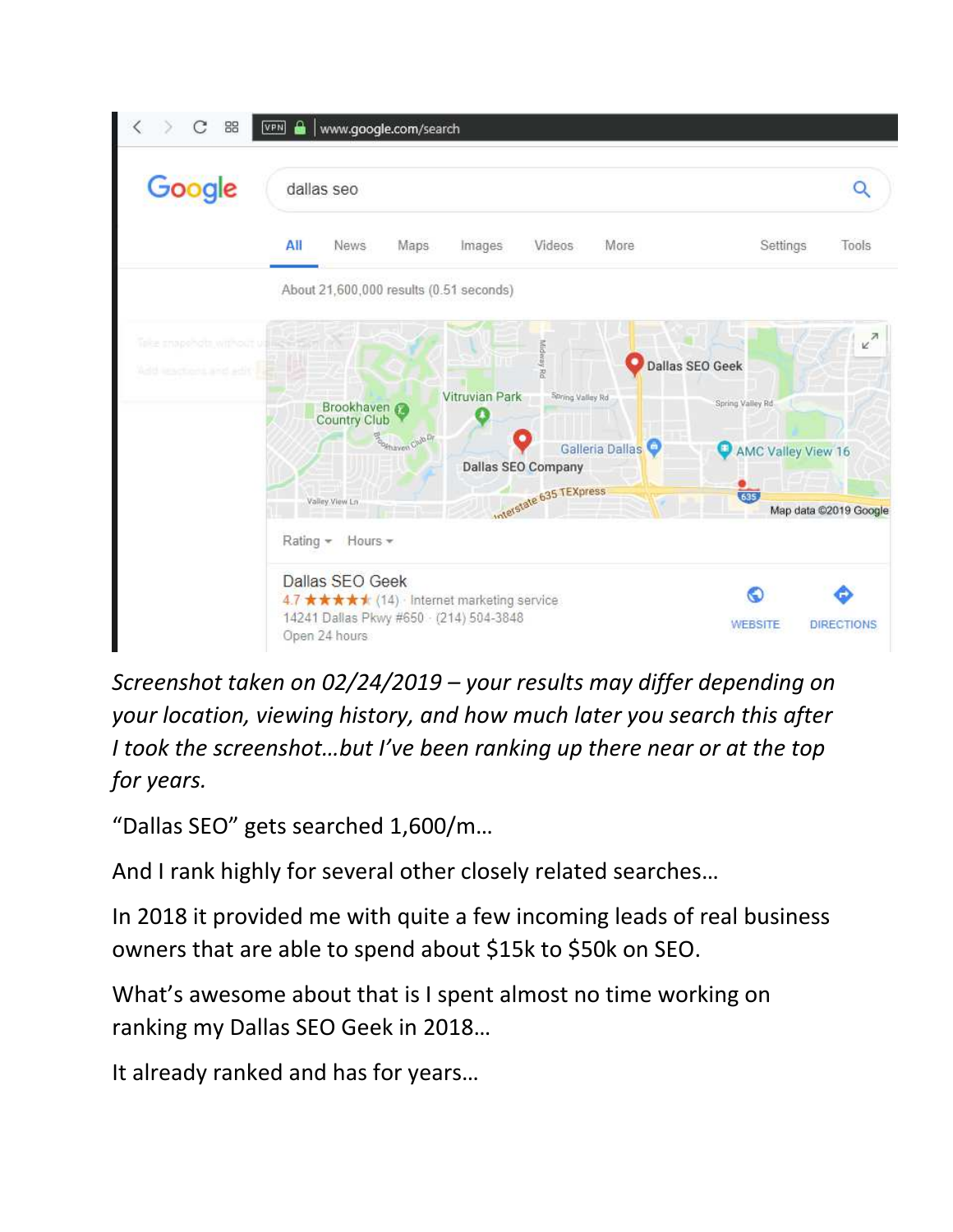*Screenshot taken on 02/24/2019 – your results may differ depending on your location, viewing history, and how much later you search this after I took the screenshot…but I've been ranking up there near or at the top for years.*

"Dallas SEO" gets searched 1,600/m…

And I rank highly for several other closely related searches…

In 2018 it provided me with quite a few incoming leads of real business owners that are able to spend about $15k to $50k on SEO.

What's awesome about that is I spent almost no time working on ranking my Dallas SEO Geek in 2018…

It already ranked and has for years…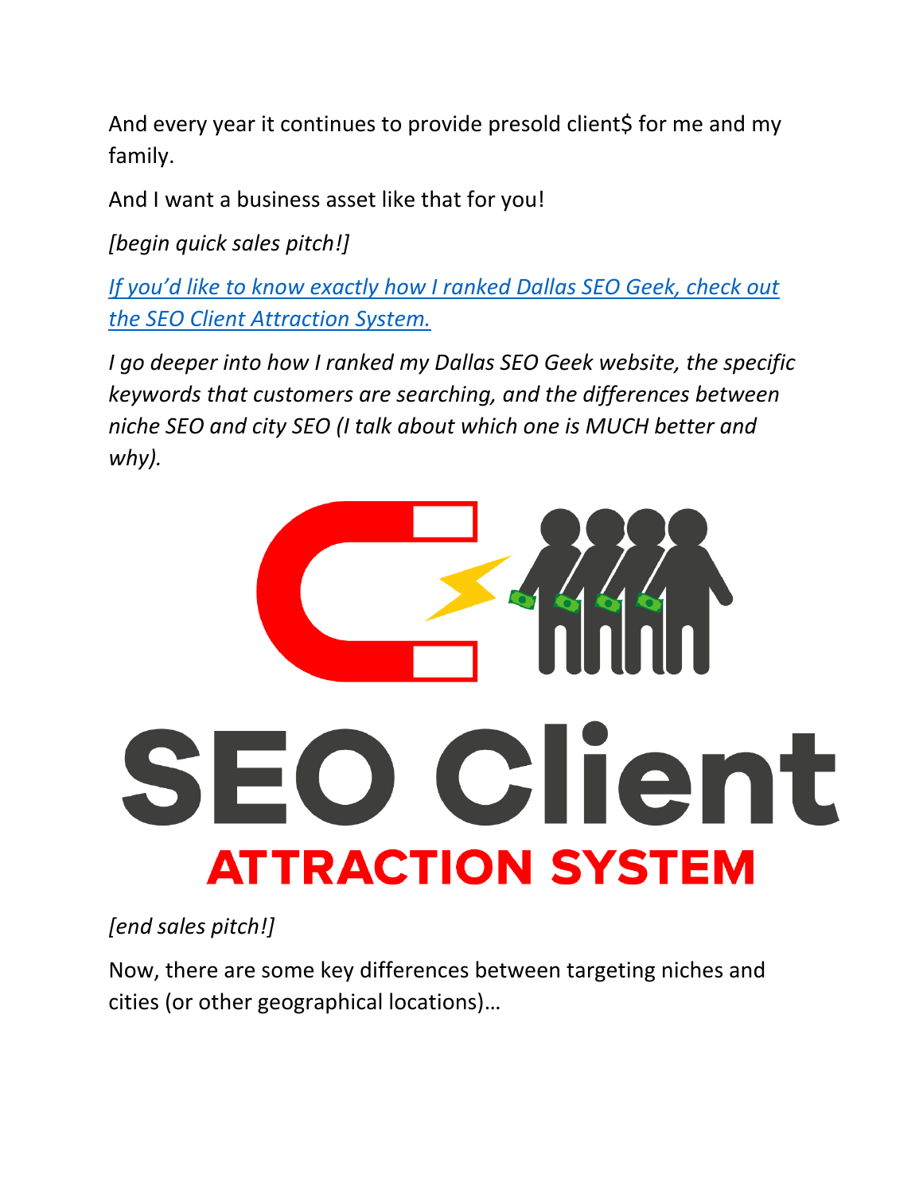And every year it continues to provide presold client$ for me and my family.

And I want a business asset like that for you!

*[begin quick sales pitch!]*

*If you'd like to know exactly how I ranked Dallas SEO Geek, check out the SEO Client Attraction System.*

*I go deeper into how I ranked my Dallas SEO Geek website, the specific keywords that customers are searching, and the differences between niche SEO and city SEO (I talk about which one is MUCH better and why).*

SEO Client ATTRACTION SYSTEM

*[end sales pitch!]*

Now, there are some key differences between targeting niches and cities (or other geographical locations)…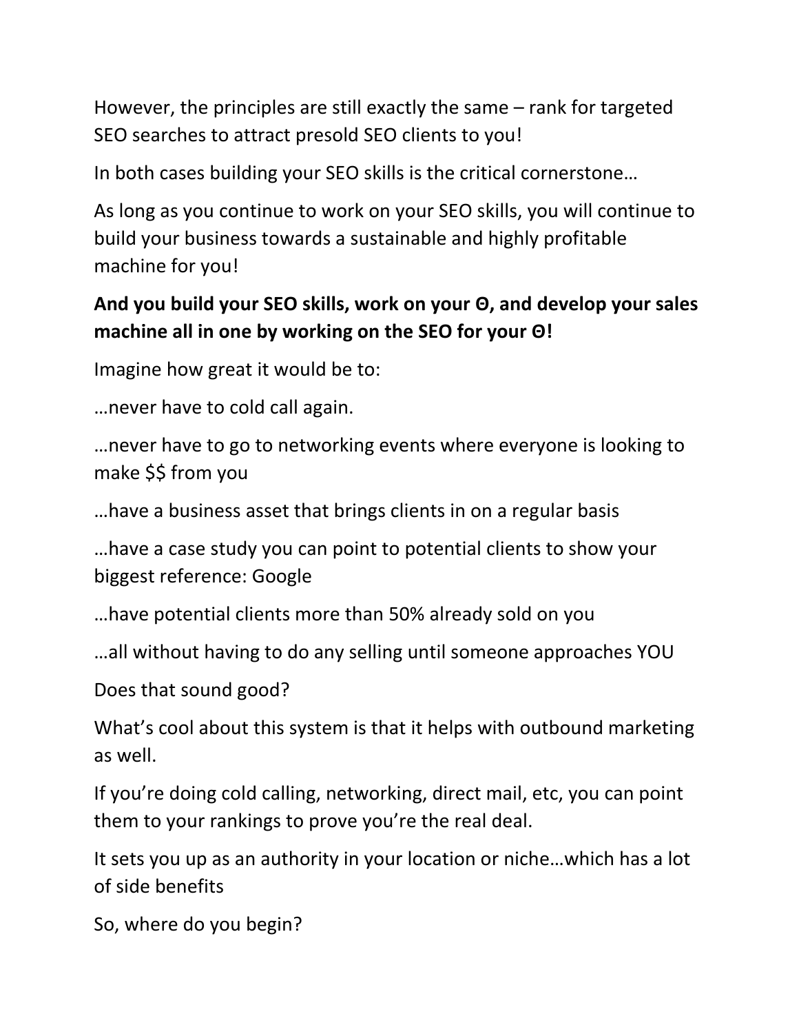However, the principles are still exactly the same – rank for targeted SEO searches to attract presold SEO clients to you!

In both cases building your SEO skills is the critical cornerstone…

As long as you continue to work on your SEO skills, you will continue to build your business towards a sustainable and highly profitable machine for you!

**And you build your SEO skills, work on your Θ, and develop your sales machine all in one by working on the SEO for your Θ!**

Imagine how great it would be to:

…never have to cold call again.

…never have to go to networking events where everyone is looking to make $$ from you

…have a business asset that brings clients in on a regular basis

…have a case study you can point to potential clients to show your biggest reference: Google

…have potential clients more than 50% already sold on you

…all without having to do any selling until someone approaches YOU

Does that sound good?

What's cool about this system is that it helps with outbound marketing as well.

If you're doing cold calling, networking, direct mail, etc, you can point them to your rankings to prove you're the real deal.

It sets you up as an authority in your location or niche…which has a lot of side benefits

So, where do you begin?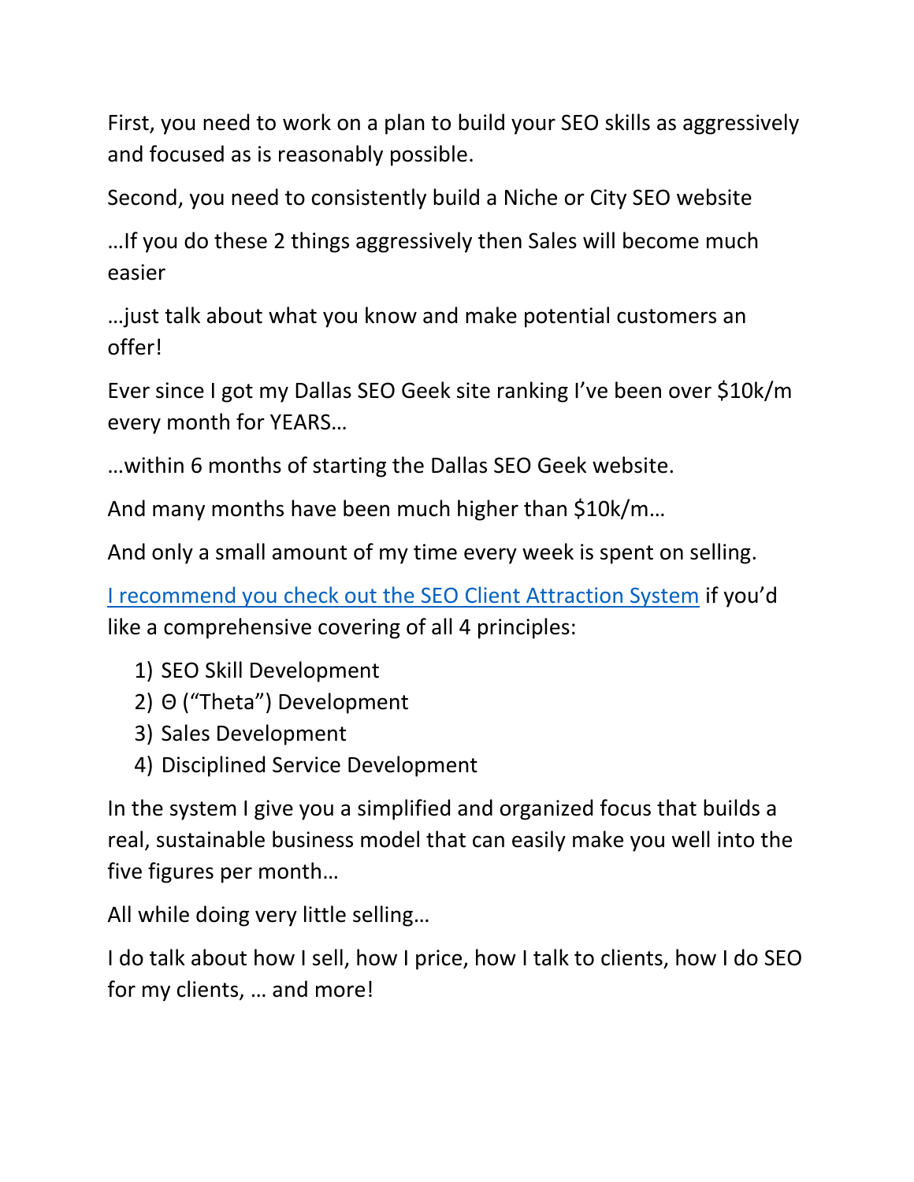First, you need to work on a plan to build your SEO skills as aggressively and focused as is reasonably possible.

Second, you need to consistently build a Niche or City SEO website

…If you do these 2 things aggressively then Sales will become much easier

…just talk about what you know and make potential customers an offer!

Ever since I got my Dallas SEO Geek site ranking I've been over $10k/m every month for YEARS…

…within 6 months of starting the Dallas SEO Geek website.

And many months have been much higher than $10k/m…

And only a small amount of my time every week is spent on selling.

I recommend you check out the SEO Client Attraction System if you'd like a comprehensive covering of all 4 principles:

1) SEO Skill Development
2) Θ ("Theta") Development
3) Sales Development
4) Disciplined Service Development

In the system I give you a simplified and organized focus that builds a real, sustainable business model that can easily make you well into the five figures per month…

All while doing very little selling…

I do talk about how I sell, how I price, how I talk to clients, how I do SEO for my clients, … and more!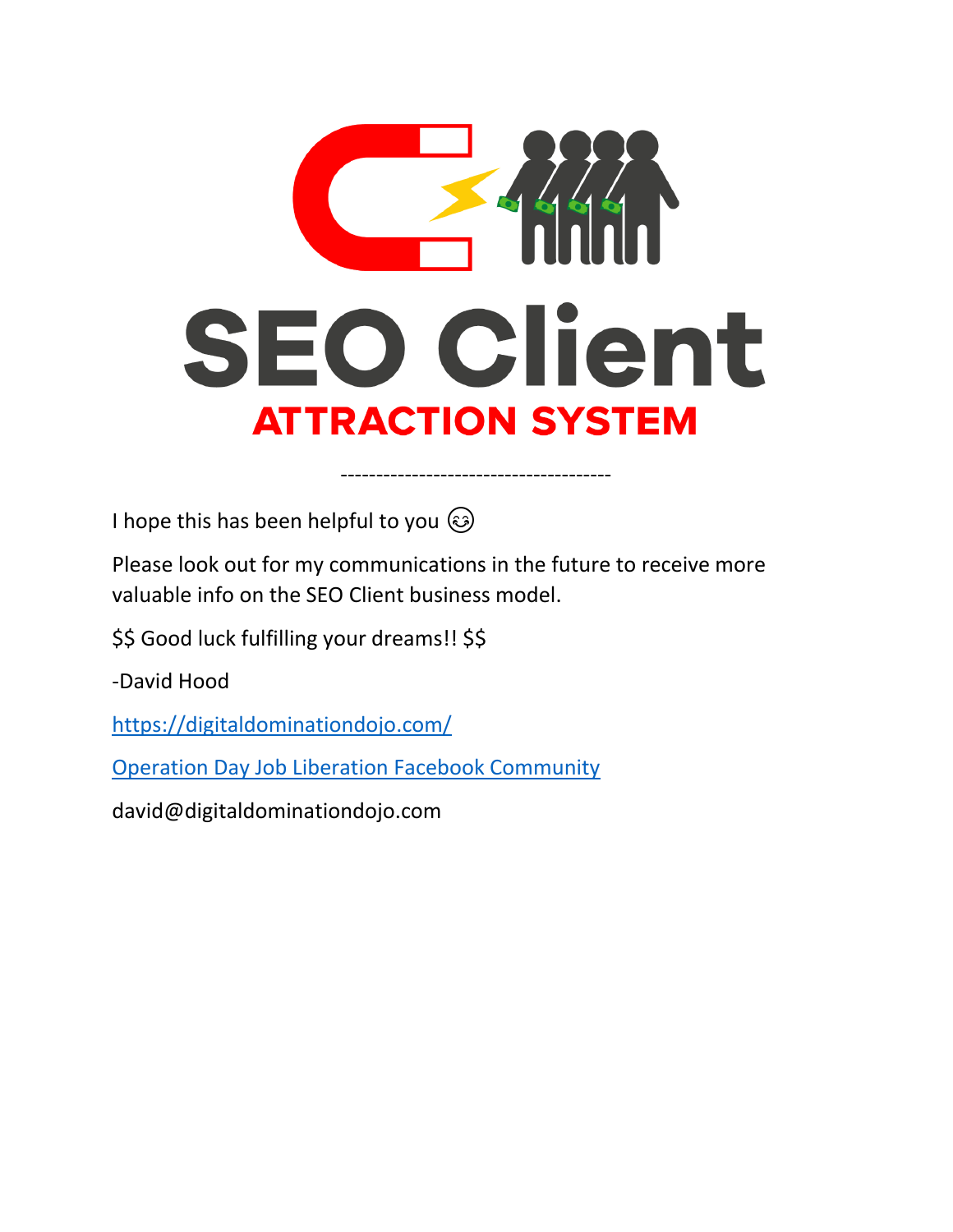# SEO Client

## ATTRACTION SYSTEM

-------------------------------------

I hope this has been helpful to you 😊

Please look out for my communications in the future to receive more valuable info on the SEO Client business model.

$$ Good luck fulfilling your dreams!! $$

-David Hood

[https://digitaldominationdojo.com/](https://digitaldominationdojo.com/)

Operation Day Job Liberation Facebook Community

david@digitaldominationdojo.com